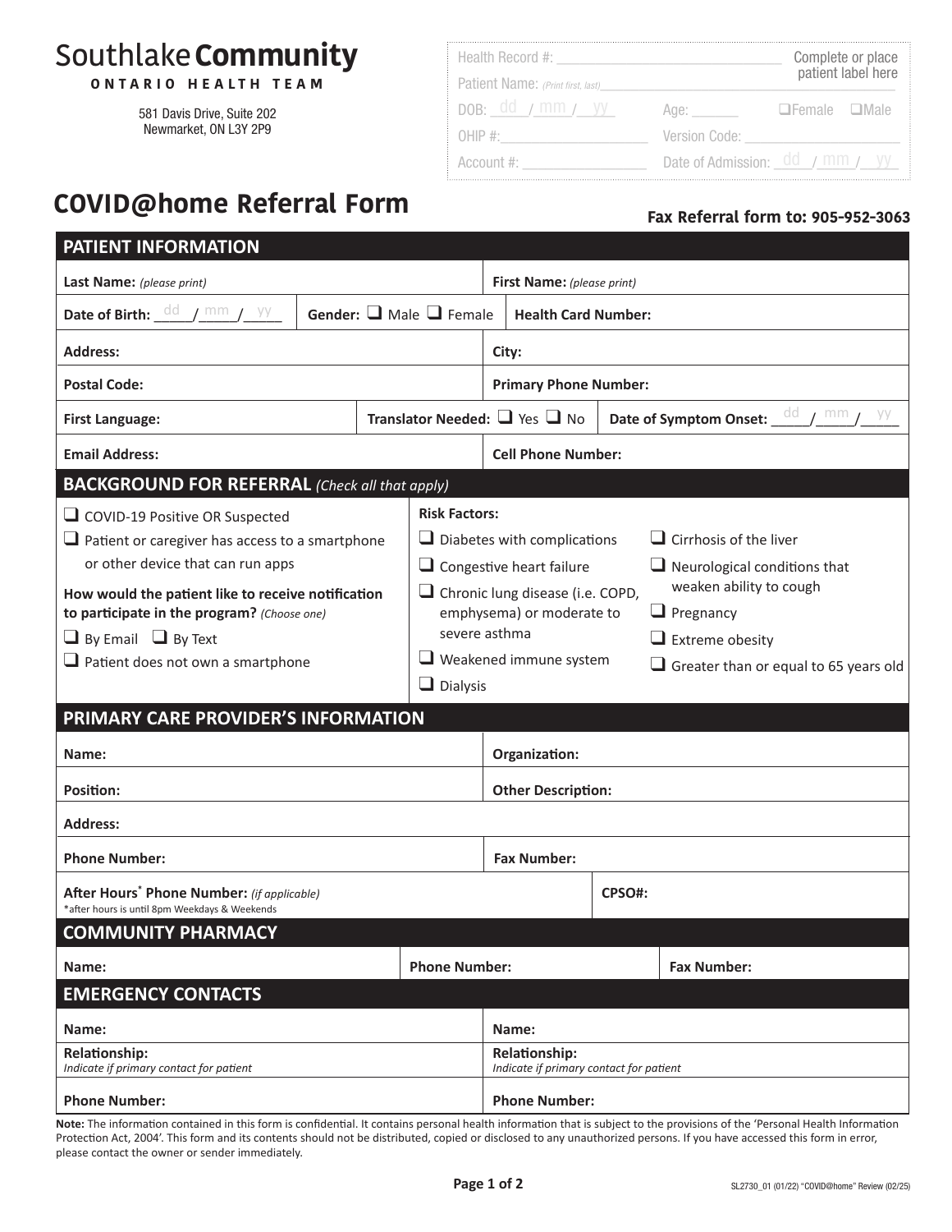Southlake **Community**
**ONTARIO HEALTH TEAM**

581 Davis Drive, Suite 202
Newmarket, ON L3Y 2P9

Health Record #: ______________________ Complete or place patient label here
Patient Name: *(Print first, last)* ______________________
DOB: dd / mm / yy  Age: ______  ❑ Female ❑ Male
OHIP #: ______________  Version Code: ______________
Account #: ______________  Date of Admission: dd / mm / yy

# COVID@home Referral Form

**Fax Referral form to: 905-952-3063**

## PATIENT INFORMATION

| | |
|---|---|
| **Last Name:** *(please print)* | **First Name:** *(please print)* |
| **Date of Birth:** dd / mm / yy — **Gender:** ❑ Male ❑ Female | **Health Card Number:** |
| **Address:** | **City:** |
| **Postal Code:** | **Primary Phone Number:** |
| **First Language:** — **Translator Needed:** ❑ Yes ❑ No | **Date of Symptom Onset:** dd / mm / yy |
| **Email Address:** | **Cell Phone Number:** |

## BACKGROUND FOR REFERRAL *(Check all that apply)*

❑ COVID-19 Positive OR Suspected
❑ Patient or caregiver has access to a smartphone or other device that can run apps

**How would the patient like to receive notification to participate in the program?** *(Choose one)*

❑ By Email ❑ By Text
❑ Patient does not own a smartphone

**Risk Factors:**

❑ Diabetes with complications
❑ Congestive heart failure
❑ Chronic lung disease (i.e. COPD, emphysema) or moderate to severe asthma
❑ Weakened immune system
❑ Dialysis
❑ Cirrhosis of the liver
❑ Neurological conditions that weaken ability to cough
❑ Pregnancy
❑ Extreme obesity
❑ Greater than or equal to 65 years old

## PRIMARY CARE PROVIDER'S INFORMATION

| | |
|---|---|
| **Name:** | **Organization:** |
| **Position:** | **Other Description:** |
| **Address:** | |
| **Phone Number:** | **Fax Number:** |
| **After Hours[*] Phone Number:** *(if applicable)* *after hours is until 8pm Weekdays & Weekends | **CPSO#:** |

## COMMUNITY PHARMACY

| | | |
|---|---|---|
| **Name:** | **Phone Number:** | **Fax Number:** |

## EMERGENCY CONTACTS

| | |
|---|---|
| **Name:** | **Name:** |
| **Relationship:** *Indicate if primary contact for patient* | **Relationship:** *Indicate if primary contact for patient* |
| **Phone Number:** | **Phone Number:** |

**Note:** The information contained in this form is confidential. It contains personal health information that is subject to the provisions of the 'Personal Health Information Protection Act, 2004'. This form and its contents should not be distributed, copied or disclosed to any unauthorized persons. If you have accessed this form in error, please contact the owner or sender immediately.

SL2730_01 (01/22) "COVID@home" Review (02/25)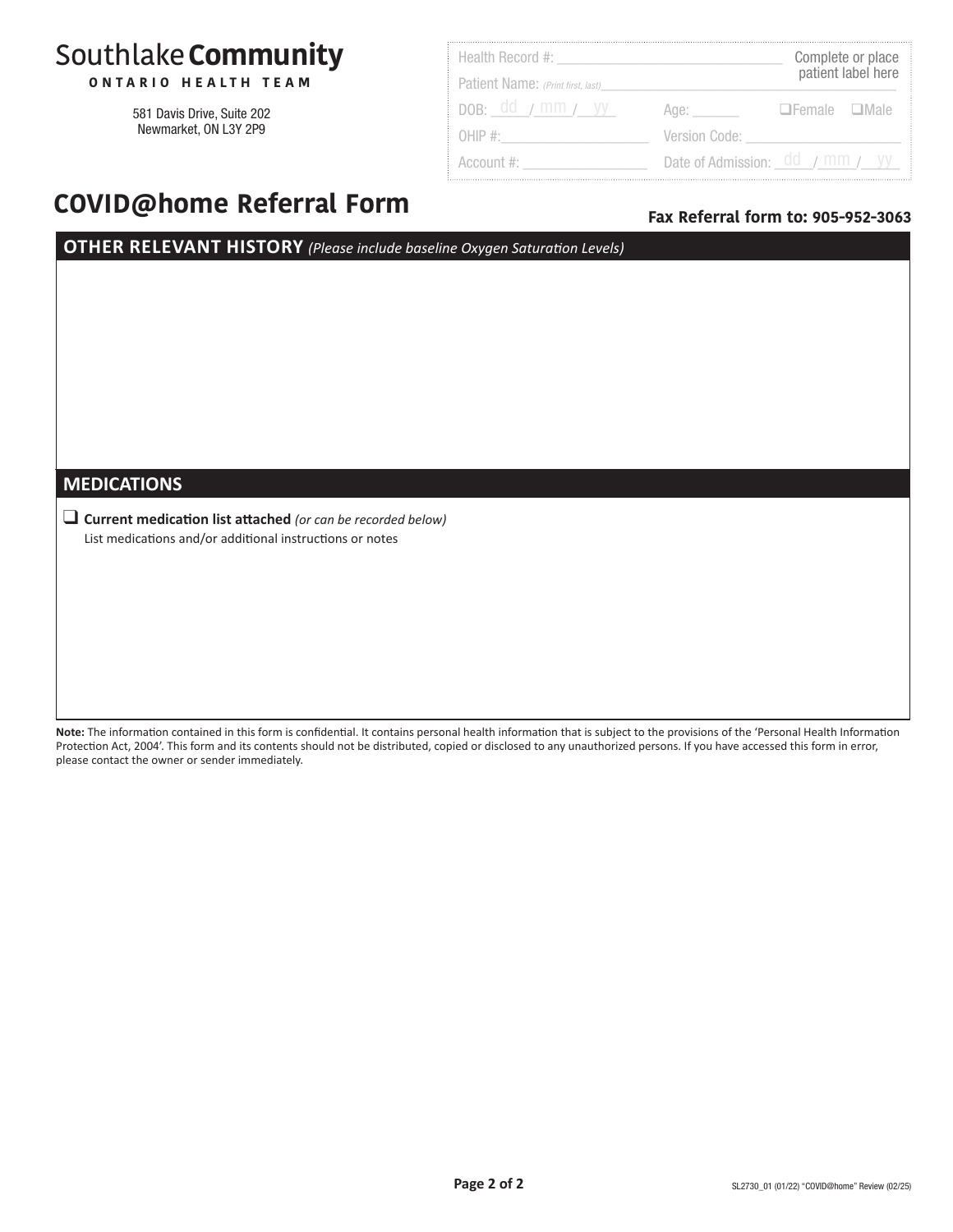Southlake **Community**
**ONTARIO HEALTH TEAM**

581 Davis Drive, Suite 202
Newmarket, ON L3Y 2P9

Health Record #: ______________________ Complete or place patient label here
Patient Name: *(Print first, last)* ______________________
DOB: dd / mm / yy   Age: ______   ❑Female ❑Male
OHIP #: ______________________   Version Code: ______________________
Account #: ______________________   Date of Admission: dd / mm / yy

# COVID@home Referral Form

**Fax Referral form to: 905-952-3063**

## OTHER RELEVANT HISTORY *(Please include baseline Oxygen Saturation Levels)*

## MEDICATIONS

❑ **Current medication list attached** *(or can be recorded below)*
List medications and/or additional instructions or notes

**Note:** The information contained in this form is confidential. It contains personal health information that is subject to the provisions of the 'Personal Health Information Protection Act, 2004'. This form and its contents should not be distributed, copied or disclosed to any unauthorized persons. If you have accessed this form in error, please contact the owner or sender immediately.

SL2730_01 (01/22) "COVID@home" Review (02/25)